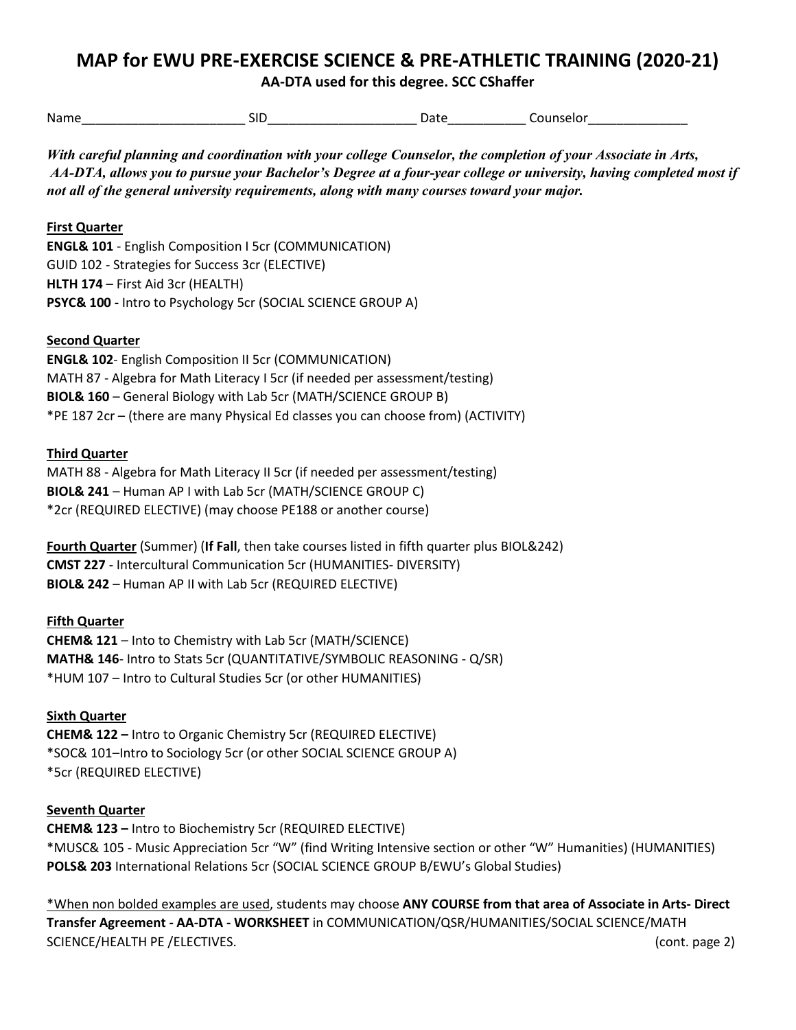# MAP for EWU PRE-EXERCISE SCIENCE & PRE-ATHLETIC TRAINING (2020-21)

**AA-DTA used for this degree. SCC CShaffer**

Name_______________________ SID_____________________ Date___________ Counselor______________

***With careful planning and coordination with your college Counselor, the completion of your Associate in Arts, AA-DTA, allows you to pursue your Bachelor's Degree at a four-year college or university, having completed most if not all of the general university requirements, along with many courses toward your major.***

**First Quarter**

**ENGL& 101** - English Composition I 5cr (COMMUNICATION)
GUID 102 - Strategies for Success 3cr (ELECTIVE)
**HLTH 174** – First Aid 3cr (HEALTH)
**PSYC& 100 -** Intro to Psychology 5cr (SOCIAL SCIENCE GROUP A)

**Second Quarter**

**ENGL& 102**- English Composition II 5cr (COMMUNICATION)
MATH 87 - Algebra for Math Literacy I 5cr (if needed per assessment/testing)
**BIOL& 160** – General Biology with Lab 5cr (MATH/SCIENCE GROUP B)
*PE 187 2cr – (there are many Physical Ed classes you can choose from) (ACTIVITY)

**Third Quarter**

MATH 88 - Algebra for Math Literacy II 5cr (if needed per assessment/testing)
**BIOL& 241** – Human AP I with Lab 5cr (MATH/SCIENCE GROUP C)
*2cr (REQUIRED ELECTIVE) (may choose PE188 or another course)

**Fourth Quarter** (Summer) (**If Fall**, then take courses listed in fifth quarter plus BIOL&242)
**CMST 227** - Intercultural Communication 5cr (HUMANITIES- DIVERSITY)
**BIOL& 242** – Human AP II with Lab 5cr (REQUIRED ELECTIVE)

**Fifth Quarter**

**CHEM& 121** – Into to Chemistry with Lab 5cr (MATH/SCIENCE)
**MATH& 146**- Intro to Stats 5cr (QUANTITATIVE/SYMBOLIC REASONING - Q/SR)
*HUM 107 – Intro to Cultural Studies 5cr (or other HUMANITIES)

**Sixth Quarter**

**CHEM& 122 –** Intro to Organic Chemistry 5cr (REQUIRED ELECTIVE)
*SOC& 101–Intro to Sociology 5cr (or other SOCIAL SCIENCE GROUP A)
*5cr (REQUIRED ELECTIVE)

**Seventh Quarter**

**CHEM& 123 –** Intro to Biochemistry 5cr (REQUIRED ELECTIVE)
*MUSC& 105 - Music Appreciation 5cr "W" (find Writing Intensive section or other "W" Humanities) (HUMANITIES)
**POLS& 203** International Relations 5cr (SOCIAL SCIENCE GROUP B/EWU's Global Studies)

*When non bolded examples are used, students may choose **ANY COURSE from that area of Associate in Arts- Direct Transfer Agreement - AA-DTA - WORKSHEET** in COMMUNICATION/QSR/HUMANITIES/SOCIAL SCIENCE/MATH SCIENCE/HEALTH PE /ELECTIVES. (cont. page 2)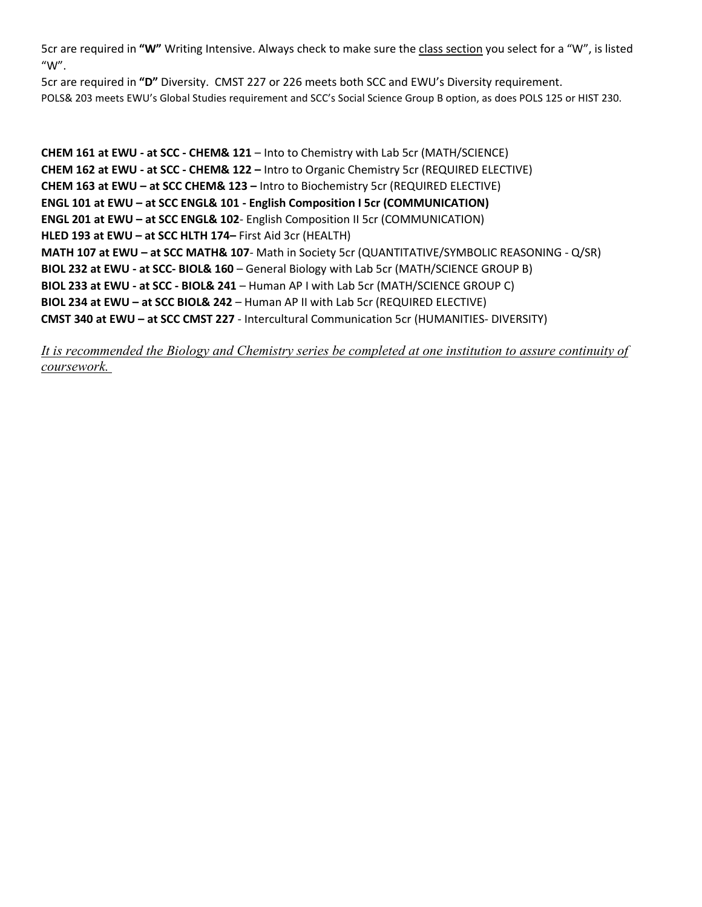5cr are required in **"W"** Writing Intensive. Always check to make sure the class section you select for a "W", is listed "W".

5cr are required in **"D"** Diversity. CMST 227 or 226 meets both SCC and EWU's Diversity requirement.

POLS& 203 meets EWU's Global Studies requirement and SCC's Social Science Group B option, as does POLS 125 or HIST 230.

**CHEM 161 at EWU - at SCC - CHEM& 121** – Into to Chemistry with Lab 5cr (MATH/SCIENCE)
**CHEM 162 at EWU - at SCC - CHEM& 122 –** Intro to Organic Chemistry 5cr (REQUIRED ELECTIVE)
**CHEM 163 at EWU – at SCC CHEM& 123 –** Intro to Biochemistry 5cr (REQUIRED ELECTIVE)
**ENGL 101 at EWU – at SCC ENGL& 101 - English Composition I 5cr (COMMUNICATION)**
**ENGL 201 at EWU – at SCC ENGL& 102**- English Composition II 5cr (COMMUNICATION)
**HLED 193 at EWU – at SCC HLTH 174–** First Aid 3cr (HEALTH)
**MATH 107 at EWU – at SCC MATH& 107**- Math in Society 5cr (QUANTITATIVE/SYMBOLIC REASONING - Q/SR)
**BIOL 232 at EWU - at SCC- BIOL& 160** – General Biology with Lab 5cr (MATH/SCIENCE GROUP B)
**BIOL 233 at EWU - at SCC - BIOL& 241** – Human AP I with Lab 5cr (MATH/SCIENCE GROUP C)
**BIOL 234 at EWU – at SCC BIOL& 242** – Human AP II with Lab 5cr (REQUIRED ELECTIVE)
**CMST 340 at EWU – at SCC CMST 227** - Intercultural Communication 5cr (HUMANITIES- DIVERSITY)

*It is recommended the Biology and Chemistry series be completed at one institution to assure continuity of coursework.*